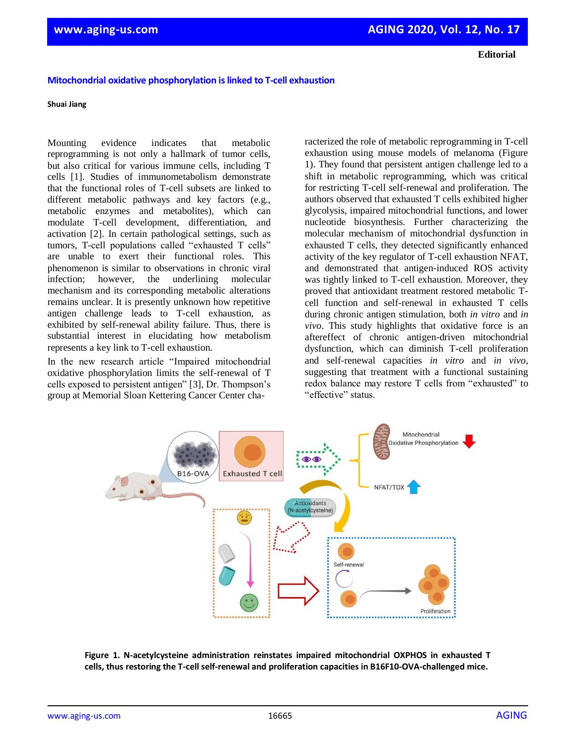**Editorial**

# Mitochondrial oxidative phosphorylation is linked to T-cell exhaustion

**Shuai Jiang**

Mounting evidence indicates that metabolic reprogramming is not only a hallmark of tumor cells, but also critical for various immune cells, including T cells [1]. Studies of immunometabolism demonstrate that the functional roles of T-cell subsets are linked to different metabolic pathways and key factors (e.g., metabolic enzymes and metabolites), which can modulate T-cell development, differentiation, and activation [2]. In certain pathological settings, such as tumors, T-cell populations called "exhausted T cells" are unable to exert their functional roles. This phenomenon is similar to observations in chronic viral infection; however, the underlining molecular mechanism and its corresponding metabolic alterations remains unclear. It is presently unknown how repetitive antigen challenge leads to T-cell exhaustion, as exhibited by self-renewal ability failure. Thus, there is substantial interest in elucidating how metabolism represents a key link to T-cell exhaustion.

In the new research article "Impaired mitochondrial oxidative phosphorylation limits the self-renewal of T cells exposed to persistent antigen" [3], Dr. Thompson's group at Memorial Sloan Kettering Cancer Center characterized the role of metabolic reprogramming in T-cell exhaustion using mouse models of melanoma (Figure 1). They found that persistent antigen challenge led to a shift in metabolic reprogramming, which was critical for restricting T-cell self-renewal and proliferation. The authors observed that exhausted T cells exhibited higher glycolysis, impaired mitochondrial functions, and lower nucleotide biosynthesis. Further characterizing the molecular mechanism of mitochondrial dysfunction in exhausted T cells, they detected significantly enhanced activity of the key regulator of T-cell exhaustion NFAT, and demonstrated that antigen-induced ROS activity was tightly linked to T-cell exhaustion. Moreover, they proved that antioxidant treatment restored metabolic T-cell function and self-renewal in exhausted T cells during chronic antigen stimulation, both *in vitro* and *in vivo*. This study highlights that oxidative force is an aftereffect of chronic antigen-driven mitochondrial dysfunction, which can diminish T-cell proliferation and self-renewal capacities *in vitro* and *in vivo*, suggesting that treatment with a functional sustaining redox balance may restore T cells from "exhausted" to "effective" status.

**Figure 1. N-acetylcysteine administration reinstates impaired mitochondrial OXPHOS in exhausted T cells, thus restoring the T-cell self-renewal and proliferation capacities in B16F10-OVA-challenged mice.**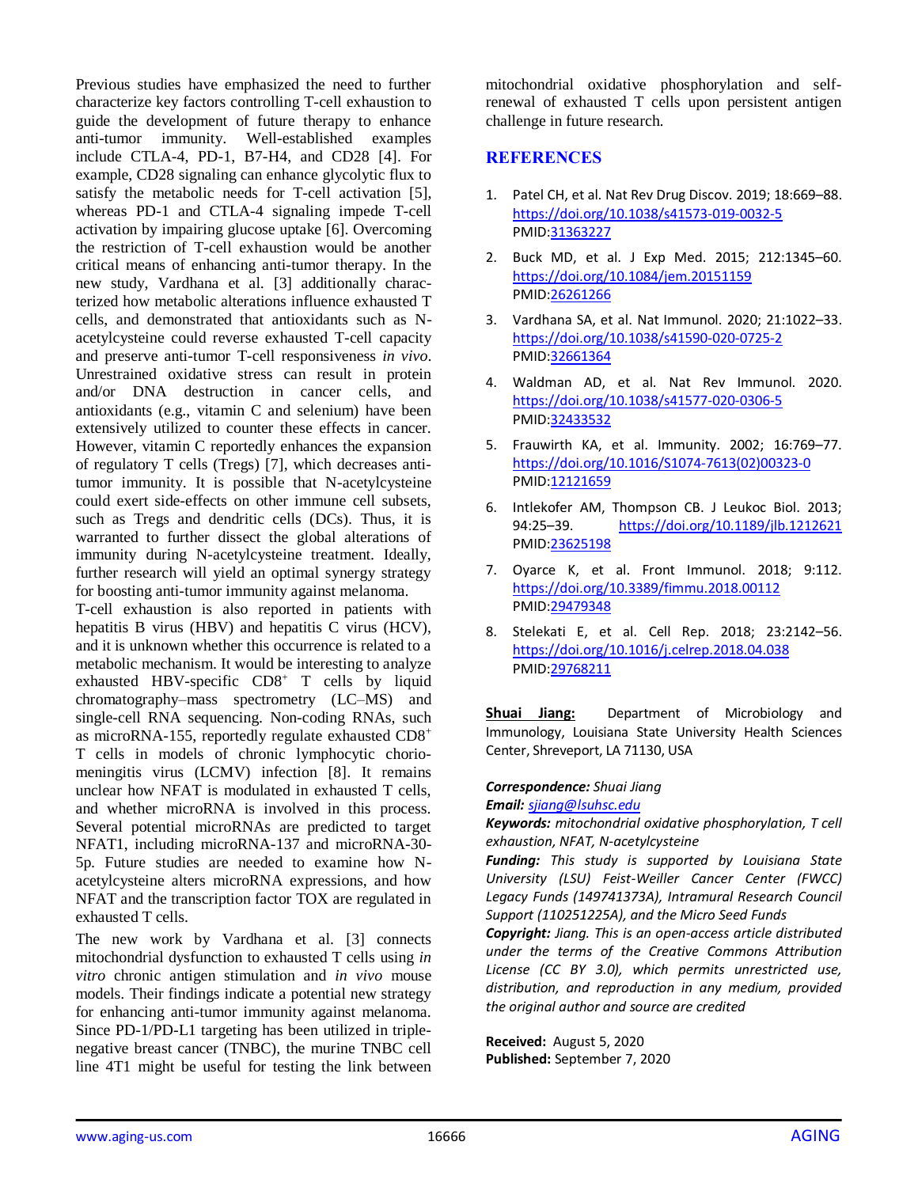Previous studies have emphasized the need to further characterize key factors controlling T-cell exhaustion to guide the development of future therapy to enhance anti-tumor immunity. Well-established examples include CTLA-4, PD-1, B7-H4, and CD28 [4]. For example, CD28 signaling can enhance glycolytic flux to satisfy the metabolic needs for T-cell activation [5], whereas PD-1 and CTLA-4 signaling impede T-cell activation by impairing glucose uptake [6]. Overcoming the restriction of T-cell exhaustion would be another critical means of enhancing anti-tumor therapy. In the new study, Vardhana et al. [3] additionally characterized how metabolic alterations influence exhausted T cells, and demonstrated that antioxidants such as N-acetylcysteine could reverse exhausted T-cell capacity and preserve anti-tumor T-cell responsiveness *in vivo*. Unrestrained oxidative stress can result in protein and/or DNA destruction in cancer cells, and antioxidants (e.g., vitamin C and selenium) have been extensively utilized to counter these effects in cancer. However, vitamin C reportedly enhances the expansion of regulatory T cells (Tregs) [7], which decreases anti-tumor immunity. It is possible that N-acetylcysteine could exert side-effects on other immune cell subsets, such as Tregs and dendritic cells (DCs). Thus, it is warranted to further dissect the global alterations of immunity during N-acetylcysteine treatment. Ideally, further research will yield an optimal synergy strategy for boosting anti-tumor immunity against melanoma.

T-cell exhaustion is also reported in patients with hepatitis B virus (HBV) and hepatitis C virus (HCV), and it is unknown whether this occurrence is related to a metabolic mechanism. It would be interesting to analyze exhausted HBV-specific $CD8^+$ T cells by liquid chromatography–mass spectrometry (LC–MS) and single-cell RNA sequencing. Non-coding RNAs, such as microRNA-155, reportedly regulate exhausted $CD8^+$ T cells in models of chronic lymphocytic choriomeningitis virus (LCMV) infection [8]. It remains unclear how NFAT is modulated in exhausted T cells, and whether microRNA is involved in this process. Several potential microRNAs are predicted to target NFAT1, including microRNA-137 and microRNA-30-5p. Future studies are needed to examine how N-acetylcysteine alters microRNA expressions, and how NFAT and the transcription factor TOX are regulated in exhausted T cells.

The new work by Vardhana et al. [3] connects mitochondrial dysfunction to exhausted T cells using *in vitro* chronic antigen stimulation and *in vivo* mouse models. Their findings indicate a potential new strategy for enhancing anti-tumor immunity against melanoma. Since PD-1/PD-L1 targeting has been utilized in triple-negative breast cancer (TNBC), the murine TNBC cell line 4T1 might be useful for testing the link between mitochondrial oxidative phosphorylation and self-renewal of exhausted T cells upon persistent antigen challenge in future research.

## REFERENCES

1. Patel CH, et al. Nat Rev Drug Discov. 2019; 18:669–88. https://doi.org/10.1038/s41573-019-0032-5 PMID:31363227
2. Buck MD, et al. J Exp Med. 2015; 212:1345–60. https://doi.org/10.1084/jem.20151159 PMID:26261266
3. Vardhana SA, et al. Nat Immunol. 2020; 21:1022–33. https://doi.org/10.1038/s41590-020-0725-2 PMID:32661364
4. Waldman AD, et al. Nat Rev Immunol. 2020. https://doi.org/10.1038/s41577-020-0306-5 PMID:32433532
5. Frauwirth KA, et al. Immunity. 2002; 16:769–77. https://doi.org/10.1016/S1074-7613(02)00323-0 PMID:12121659
6. Intlekofer AM, Thompson CB. J Leukoc Biol. 2013; 94:25–39. https://doi.org/10.1189/jlb.1212621 PMID:23625198
7. Oyarce K, et al. Front Immunol. 2018; 9:112. https://doi.org/10.3389/fimmu.2018.00112 PMID:29479348
8. Stelekati E, et al. Cell Rep. 2018; 23:2142–56. https://doi.org/10.1016/j.celrep.2018.04.038 PMID:29768211

**Shuai Jiang:** Department of Microbiology and Immunology, Louisiana State University Health Sciences Center, Shreveport, LA 71130, USA

***Correspondence:*** *Shuai Jiang*
***Email:*** *sjiang@lsuhsc.edu*
***Keywords:*** *mitochondrial oxidative phosphorylation, T cell exhaustion, NFAT, N-acetylcysteine*
***Funding:*** *This study is supported by Louisiana State University (LSU) Feist-Weiller Cancer Center (FWCC) Legacy Funds (149741373A), Intramural Research Council Support (110251225A), and the Micro Seed Funds*
***Copyright:*** *Jiang. This is an open-access article distributed under the terms of the Creative Commons Attribution License (CC BY 3.0), which permits unrestricted use, distribution, and reproduction in any medium, provided the original author and source are credited*

**Received:** August 5, 2020
**Published:** September 7, 2020